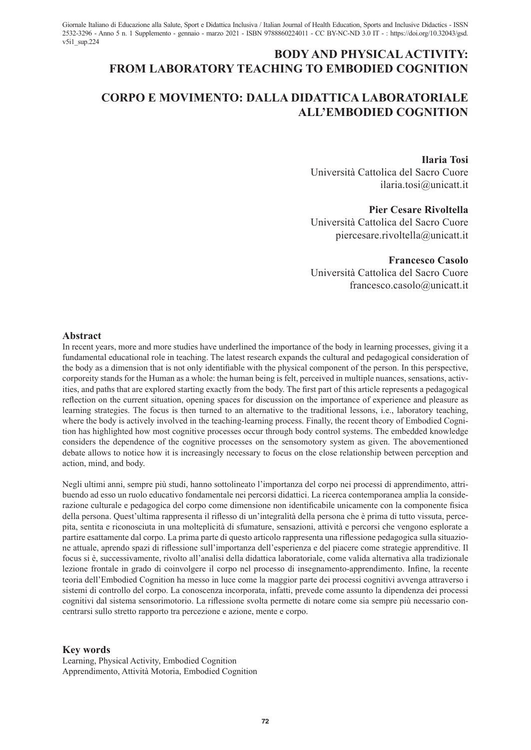Giornale Italiano di Educazione alla Salute, Sport e Didattica Inclusiva / Italian Journal of Health Education, Sports and Inclusive Didactics - ISSN 2532-3296 - Anno 5 n. 1 Supplemento - gennaio - marzo 2021 - ISBN 9788860224011 - CC BY-NC-ND 3.0 IT - : https://doi.org/10.32043/gsd.v5i1_sup.224

# BODY AND PHYSICAL ACTIVITY: FROM LABORATORY TEACHING TO EMBODIED COGNITION

# CORPO E MOVIMENTO: DALLA DIDATTICA LABORATORIALE ALL'EMBODIED COGNITION

**Ilaria Tosi**
Università Cattolica del Sacro Cuore
ilaria.tosi@unicatt.it

**Pier Cesare Rivoltella**
Università Cattolica del Sacro Cuore
piercesare.rivoltella@unicatt.it

**Francesco Casolo**
Università Cattolica del Sacro Cuore
francesco.casolo@unicatt.it

## Abstract

In recent years, more and more studies have underlined the importance of the body in learning processes, giving it a fundamental educational role in teaching. The latest research expands the cultural and pedagogical consideration of the body as a dimension that is not only identifiable with the physical component of the person. In this perspective, corporeity stands for the Human as a whole: the human being is felt, perceived in multiple nuances, sensations, activities, and paths that are explored starting exactly from the body. The first part of this article represents a pedagogical reflection on the current situation, opening spaces for discussion on the importance of experience and pleasure as learning strategies. The focus is then turned to an alternative to the traditional lessons, i.e., laboratory teaching, where the body is actively involved in the teaching-learning process. Finally, the recent theory of Embodied Cognition has highlighted how most cognitive processes occur through body control systems. The embedded knowledge considers the dependence of the cognitive processes on the sensomotory system as given. The abovementioned debate allows to notice how it is increasingly necessary to focus on the close relationship between perception and action, mind, and body.

Negli ultimi anni, sempre più studi, hanno sottolineato l'importanza del corpo nei processi di apprendimento, attribuendo ad esso un ruolo educativo fondamentale nei percorsi didattici. La ricerca contemporanea amplia la considerazione culturale e pedagogica del corpo come dimensione non identificabile unicamente con la componente fisica della persona. Quest'ultima rappresenta il riflesso di un'integralità della persona che è prima di tutto vissuta, percepita, sentita e riconosciuta in una molteplicità di sfumature, sensazioni, attività e percorsi che vengono esplorate a partire esattamente dal corpo. La prima parte di questo articolo rappresenta una riflessione pedagogica sulla situazione attuale, aprendo spazi di riflessione sull'importanza dell'esperienza e del piacere come strategie apprenditive. Il focus si è, successivamente, rivolto all'analisi della didattica laboratoriale, come valida alternativa alla tradizionale lezione frontale in grado di coinvolgere il corpo nel processo di insegnamento-apprendimento. Infine, la recente teoria dell'Embodied Cognition ha messo in luce come la maggior parte dei processi cognitivi avvenga attraverso i sistemi di controllo del corpo. La conoscenza incorporata, infatti, prevede come assunto la dipendenza dei processi cognitivi dal sistema sensorimotorio. La riflessione svolta permette di notare come sia sempre più necessario concentrarsi sullo stretto rapporto tra percezione e azione, mente e corpo.

## Key words

Learning, Physical Activity, Embodied Cognition
Apprendimento, Attività Motoria, Embodied Cognition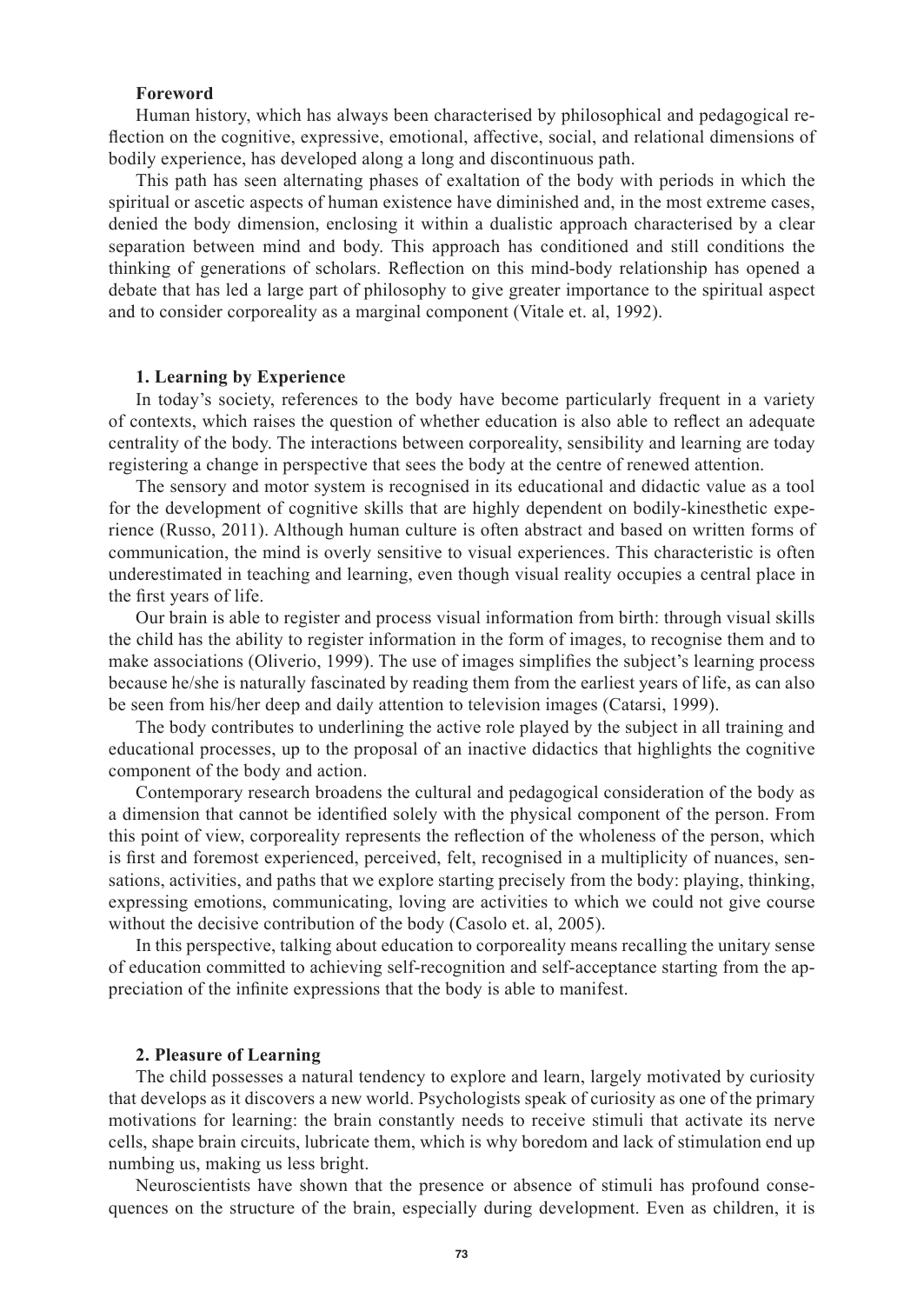**Foreword**

Human history, which has always been characterised by philosophical and pedagogical reflection on the cognitive, expressive, emotional, affective, social, and relational dimensions of bodily experience, has developed along a long and discontinuous path.

This path has seen alternating phases of exaltation of the body with periods in which the spiritual or ascetic aspects of human existence have diminished and, in the most extreme cases, denied the body dimension, enclosing it within a dualistic approach characterised by a clear separation between mind and body. This approach has conditioned and still conditions the thinking of generations of scholars. Reflection on this mind-body relationship has opened a debate that has led a large part of philosophy to give greater importance to the spiritual aspect and to consider corporeality as a marginal component (Vitale et. al, 1992).

**1. Learning by Experience**

In today's society, references to the body have become particularly frequent in a variety of contexts, which raises the question of whether education is also able to reflect an adequate centrality of the body. The interactions between corporeality, sensibility and learning are today registering a change in perspective that sees the body at the centre of renewed attention.

The sensory and motor system is recognised in its educational and didactic value as a tool for the development of cognitive skills that are highly dependent on bodily-kinesthetic experience (Russo, 2011). Although human culture is often abstract and based on written forms of communication, the mind is overly sensitive to visual experiences. This characteristic is often underestimated in teaching and learning, even though visual reality occupies a central place in the first years of life.

Our brain is able to register and process visual information from birth: through visual skills the child has the ability to register information in the form of images, to recognise them and to make associations (Oliverio, 1999). The use of images simplifies the subject's learning process because he/she is naturally fascinated by reading them from the earliest years of life, as can also be seen from his/her deep and daily attention to television images (Catarsi, 1999).

The body contributes to underlining the active role played by the subject in all training and educational processes, up to the proposal of an inactive didactics that highlights the cognitive component of the body and action.

Contemporary research broadens the cultural and pedagogical consideration of the body as a dimension that cannot be identified solely with the physical component of the person. From this point of view, corporeality represents the reflection of the wholeness of the person, which is first and foremost experienced, perceived, felt, recognised in a multiplicity of nuances, sensations, activities, and paths that we explore starting precisely from the body: playing, thinking, expressing emotions, communicating, loving are activities to which we could not give course without the decisive contribution of the body (Casolo et. al, 2005).

In this perspective, talking about education to corporeality means recalling the unitary sense of education committed to achieving self-recognition and self-acceptance starting from the appreciation of the infinite expressions that the body is able to manifest.

**2. Pleasure of Learning**

The child possesses a natural tendency to explore and learn, largely motivated by curiosity that develops as it discovers a new world. Psychologists speak of curiosity as one of the primary motivations for learning: the brain constantly needs to receive stimuli that activate its nerve cells, shape brain circuits, lubricate them, which is why boredom and lack of stimulation end up numbing us, making us less bright.

Neuroscientists have shown that the presence or absence of stimuli has profound consequences on the structure of the brain, especially during development. Even as children, it is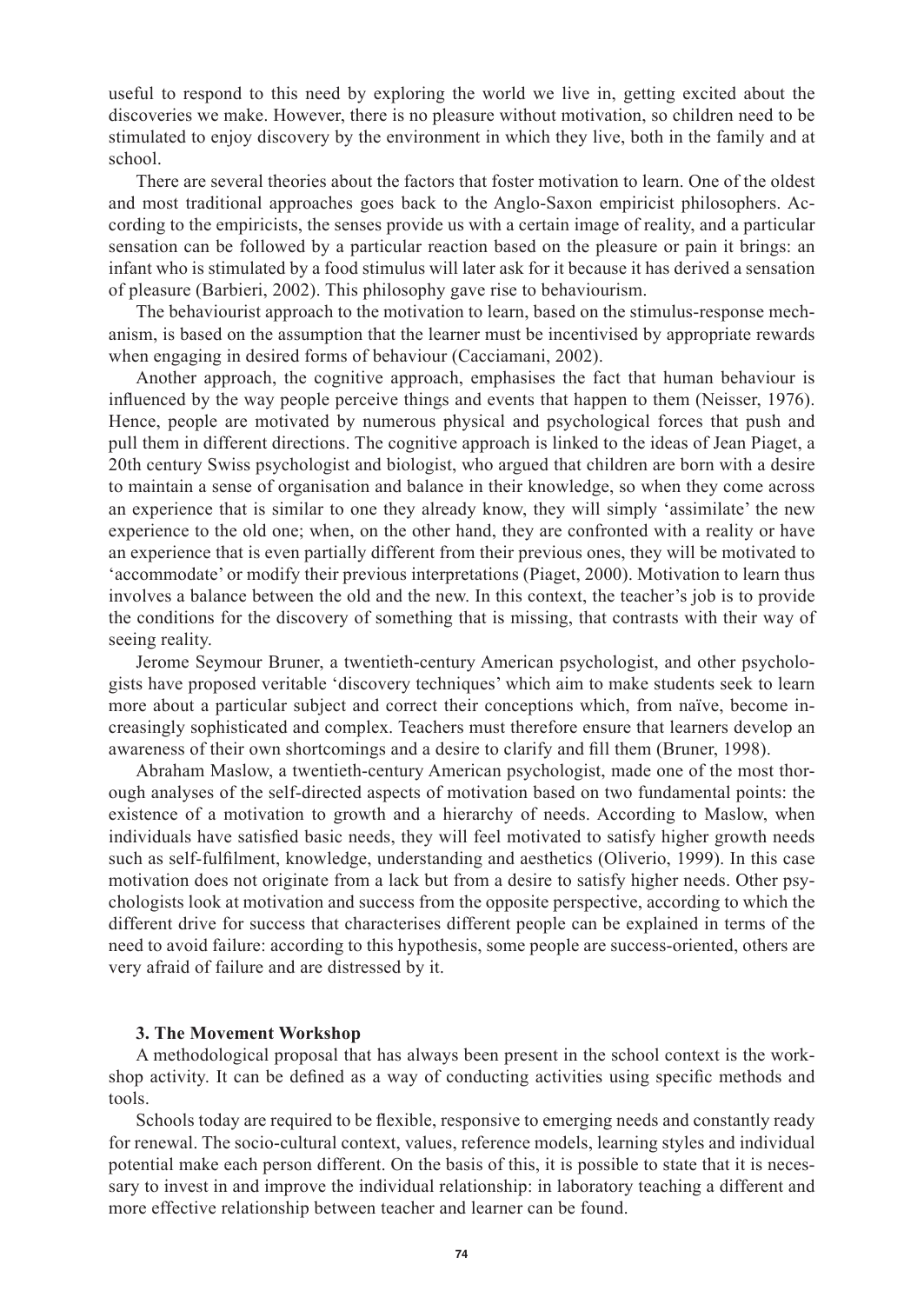useful to respond to this need by exploring the world we live in, getting excited about the discoveries we make. However, there is no pleasure without motivation, so children need to be stimulated to enjoy discovery by the environment in which they live, both in the family and at school.

There are several theories about the factors that foster motivation to learn. One of the oldest and most traditional approaches goes back to the Anglo-Saxon empiricist philosophers. According to the empiricists, the senses provide us with a certain image of reality, and a particular sensation can be followed by a particular reaction based on the pleasure or pain it brings: an infant who is stimulated by a food stimulus will later ask for it because it has derived a sensation of pleasure (Barbieri, 2002). This philosophy gave rise to behaviourism.

The behaviourist approach to the motivation to learn, based on the stimulus-response mechanism, is based on the assumption that the learner must be incentivised by appropriate rewards when engaging in desired forms of behaviour (Cacciamani, 2002).

Another approach, the cognitive approach, emphasises the fact that human behaviour is influenced by the way people perceive things and events that happen to them (Neisser, 1976). Hence, people are motivated by numerous physical and psychological forces that push and pull them in different directions. The cognitive approach is linked to the ideas of Jean Piaget, a 20th century Swiss psychologist and biologist, who argued that children are born with a desire to maintain a sense of organisation and balance in their knowledge, so when they come across an experience that is similar to one they already know, they will simply 'assimilate' the new experience to the old one; when, on the other hand, they are confronted with a reality or have an experience that is even partially different from their previous ones, they will be motivated to 'accommodate' or modify their previous interpretations (Piaget, 2000). Motivation to learn thus involves a balance between the old and the new. In this context, the teacher's job is to provide the conditions for the discovery of something that is missing, that contrasts with their way of seeing reality.

Jerome Seymour Bruner, a twentieth-century American psychologist, and other psychologists have proposed veritable 'discovery techniques' which aim to make students seek to learn more about a particular subject and correct their conceptions which, from naïve, become increasingly sophisticated and complex. Teachers must therefore ensure that learners develop an awareness of their own shortcomings and a desire to clarify and fill them (Bruner, 1998).

Abraham Maslow, a twentieth-century American psychologist, made one of the most thorough analyses of the self-directed aspects of motivation based on two fundamental points: the existence of a motivation to growth and a hierarchy of needs. According to Maslow, when individuals have satisfied basic needs, they will feel motivated to satisfy higher growth needs such as self-fulfilment, knowledge, understanding and aesthetics (Oliverio, 1999). In this case motivation does not originate from a lack but from a desire to satisfy higher needs. Other psychologists look at motivation and success from the opposite perspective, according to which the different drive for success that characterises different people can be explained in terms of the need to avoid failure: according to this hypothesis, some people are success-oriented, others are very afraid of failure and are distressed by it.

## 3. The Movement Workshop

A methodological proposal that has always been present in the school context is the workshop activity. It can be defined as a way of conducting activities using specific methods and tools.

Schools today are required to be flexible, responsive to emerging needs and constantly ready for renewal. The socio-cultural context, values, reference models, learning styles and individual potential make each person different. On the basis of this, it is possible to state that it is necessary to invest in and improve the individual relationship: in laboratory teaching a different and more effective relationship between teacher and learner can be found.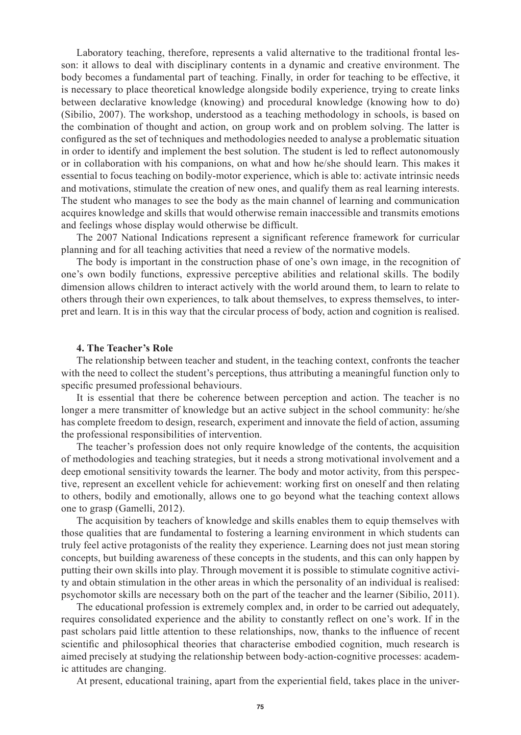Laboratory teaching, therefore, represents a valid alternative to the traditional frontal lesson: it allows to deal with disciplinary contents in a dynamic and creative environment. The body becomes a fundamental part of teaching. Finally, in order for teaching to be effective, it is necessary to place theoretical knowledge alongside bodily experience, trying to create links between declarative knowledge (knowing) and procedural knowledge (knowing how to do) (Sibilio, 2007). The workshop, understood as a teaching methodology in schools, is based on the combination of thought and action, on group work and on problem solving. The latter is configured as the set of techniques and methodologies needed to analyse a problematic situation in order to identify and implement the best solution. The student is led to reflect autonomously or in collaboration with his companions, on what and how he/she should learn. This makes it essential to focus teaching on bodily-motor experience, which is able to: activate intrinsic needs and motivations, stimulate the creation of new ones, and qualify them as real learning interests. The student who manages to see the body as the main channel of learning and communication acquires knowledge and skills that would otherwise remain inaccessible and transmits emotions and feelings whose display would otherwise be difficult.

The 2007 National Indications represent a significant reference framework for curricular planning and for all teaching activities that need a review of the normative models.

The body is important in the construction phase of one's own image, in the recognition of one's own bodily functions, expressive perceptive abilities and relational skills. The bodily dimension allows children to interact actively with the world around them, to learn to relate to others through their own experiences, to talk about themselves, to express themselves, to interpret and learn. It is in this way that the circular process of body, action and cognition is realised.

## 4. The Teacher's Role

The relationship between teacher and student, in the teaching context, confronts the teacher with the need to collect the student's perceptions, thus attributing a meaningful function only to specific presumed professional behaviours.

It is essential that there be coherence between perception and action. The teacher is no longer a mere transmitter of knowledge but an active subject in the school community: he/she has complete freedom to design, research, experiment and innovate the field of action, assuming the professional responsibilities of intervention.

The teacher's profession does not only require knowledge of the contents, the acquisition of methodologies and teaching strategies, but it needs a strong motivational involvement and a deep emotional sensitivity towards the learner. The body and motor activity, from this perspective, represent an excellent vehicle for achievement: working first on oneself and then relating to others, bodily and emotionally, allows one to go beyond what the teaching context allows one to grasp (Gamelli, 2012).

The acquisition by teachers of knowledge and skills enables them to equip themselves with those qualities that are fundamental to fostering a learning environment in which students can truly feel active protagonists of the reality they experience. Learning does not just mean storing concepts, but building awareness of these concepts in the students, and this can only happen by putting their own skills into play. Through movement it is possible to stimulate cognitive activity and obtain stimulation in the other areas in which the personality of an individual is realised: psychomotor skills are necessary both on the part of the teacher and the learner (Sibilio, 2011).

The educational profession is extremely complex and, in order to be carried out adequately, requires consolidated experience and the ability to constantly reflect on one's work. If in the past scholars paid little attention to these relationships, now, thanks to the influence of recent scientific and philosophical theories that characterise embodied cognition, much research is aimed precisely at studying the relationship between body-action-cognitive processes: academic attitudes are changing.

At present, educational training, apart from the experiential field, takes place in the univer-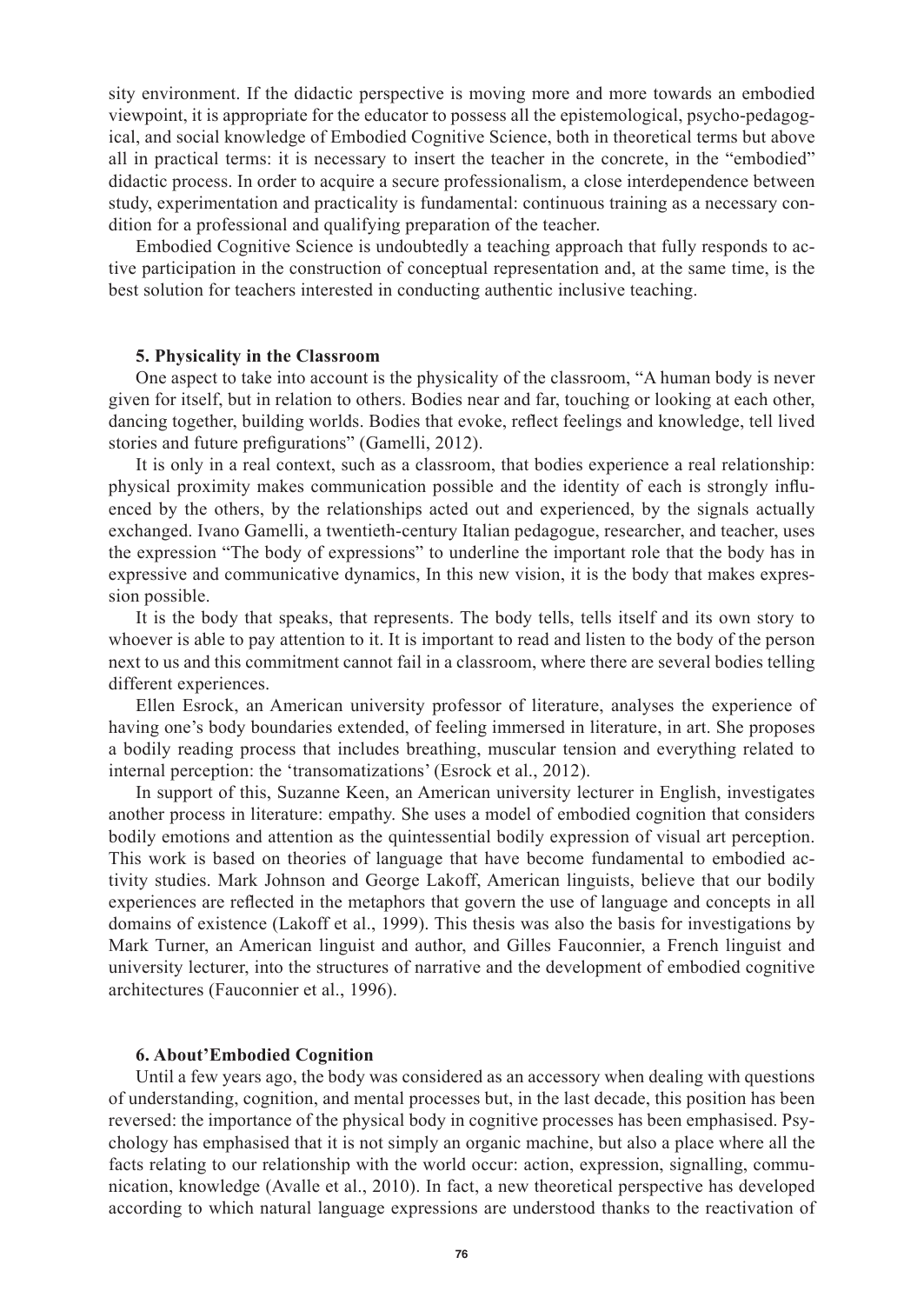sity environment. If the didactic perspective is moving more and more towards an embodied viewpoint, it is appropriate for the educator to possess all the epistemological, psycho-pedagogical, and social knowledge of Embodied Cognitive Science, both in theoretical terms but above all in practical terms: it is necessary to insert the teacher in the concrete, in the "embodied" didactic process. In order to acquire a secure professionalism, a close interdependence between study, experimentation and practicality is fundamental: continuous training as a necessary condition for a professional and qualifying preparation of the teacher.

Embodied Cognitive Science is undoubtedly a teaching approach that fully responds to active participation in the construction of conceptual representation and, at the same time, is the best solution for teachers interested in conducting authentic inclusive teaching.

### 5. Physicality in the Classroom

One aspect to take into account is the physicality of the classroom, "A human body is never given for itself, but in relation to others. Bodies near and far, touching or looking at each other, dancing together, building worlds. Bodies that evoke, reflect feelings and knowledge, tell lived stories and future prefigurations" (Gamelli, 2012).

It is only in a real context, such as a classroom, that bodies experience a real relationship: physical proximity makes communication possible and the identity of each is strongly influenced by the others, by the relationships acted out and experienced, by the signals actually exchanged. Ivano Gamelli, a twentieth-century Italian pedagogue, researcher, and teacher, uses the expression "The body of expressions" to underline the important role that the body has in expressive and communicative dynamics, In this new vision, it is the body that makes expression possible.

It is the body that speaks, that represents. The body tells, tells itself and its own story to whoever is able to pay attention to it. It is important to read and listen to the body of the person next to us and this commitment cannot fail in a classroom, where there are several bodies telling different experiences.

Ellen Esrock, an American university professor of literature, analyses the experience of having one's body boundaries extended, of feeling immersed in literature, in art. She proposes a bodily reading process that includes breathing, muscular tension and everything related to internal perception: the 'transomatizations' (Esrock et al., 2012).

In support of this, Suzanne Keen, an American university lecturer in English, investigates another process in literature: empathy. She uses a model of embodied cognition that considers bodily emotions and attention as the quintessential bodily expression of visual art perception. This work is based on theories of language that have become fundamental to embodied activity studies. Mark Johnson and George Lakoff, American linguists, believe that our bodily experiences are reflected in the metaphors that govern the use of language and concepts in all domains of existence (Lakoff et al., 1999). This thesis was also the basis for investigations by Mark Turner, an American linguist and author, and Gilles Fauconnier, a French linguist and university lecturer, into the structures of narrative and the development of embodied cognitive architectures (Fauconnier et al., 1996).

### 6. About'Embodied Cognition

Until a few years ago, the body was considered as an accessory when dealing with questions of understanding, cognition, and mental processes but, in the last decade, this position has been reversed: the importance of the physical body in cognitive processes has been emphasised. Psychology has emphasised that it is not simply an organic machine, but also a place where all the facts relating to our relationship with the world occur: action, expression, signalling, communication, knowledge (Avalle et al., 2010). In fact, a new theoretical perspective has developed according to which natural language expressions are understood thanks to the reactivation of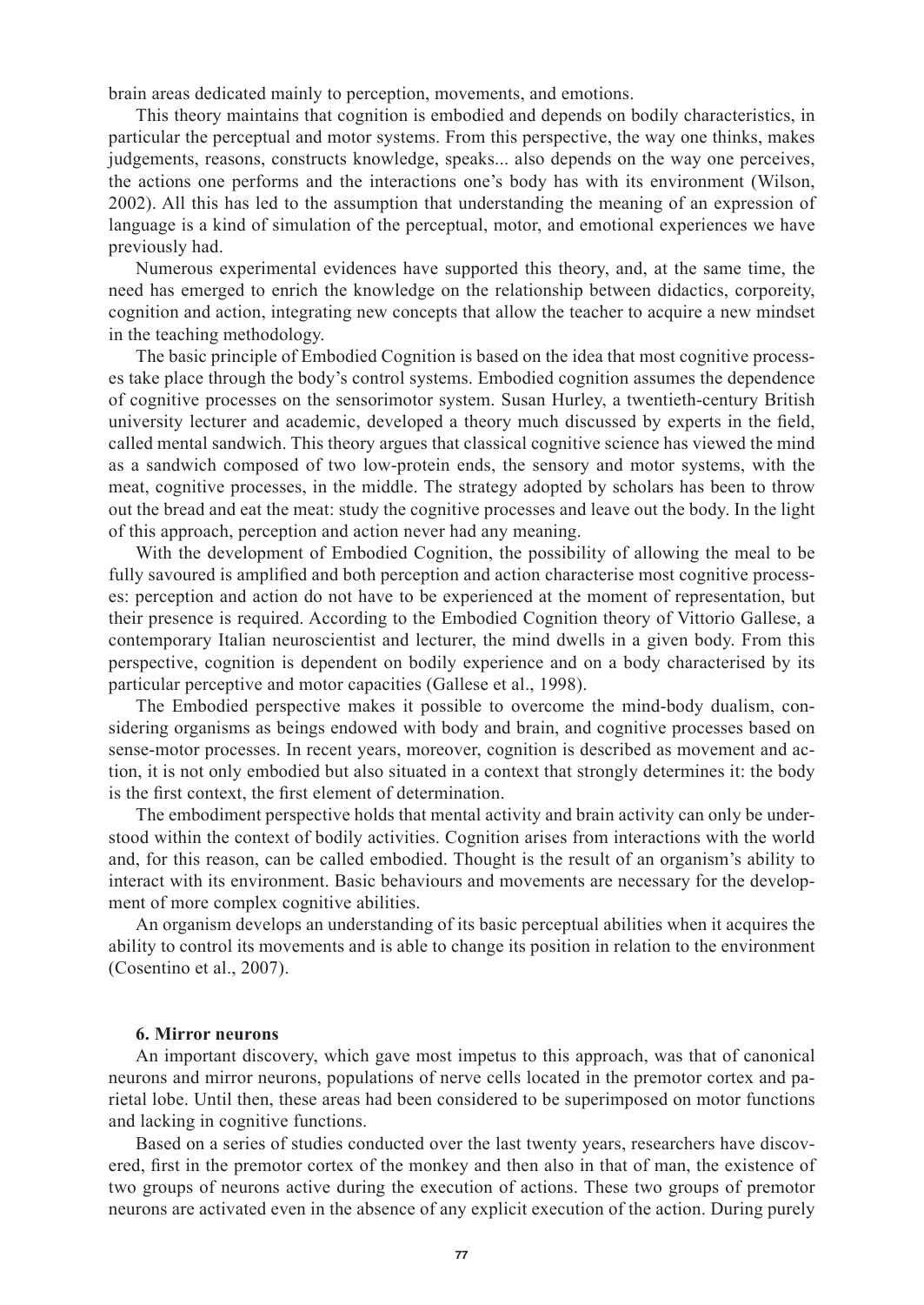brain areas dedicated mainly to perception, movements, and emotions.

This theory maintains that cognition is embodied and depends on bodily characteristics, in particular the perceptual and motor systems. From this perspective, the way one thinks, makes judgements, reasons, constructs knowledge, speaks... also depends on the way one perceives, the actions one performs and the interactions one's body has with its environment (Wilson, 2002). All this has led to the assumption that understanding the meaning of an expression of language is a kind of simulation of the perceptual, motor, and emotional experiences we have previously had.

Numerous experimental evidences have supported this theory, and, at the same time, the need has emerged to enrich the knowledge on the relationship between didactics, corporeity, cognition and action, integrating new concepts that allow the teacher to acquire a new mindset in the teaching methodology.

The basic principle of Embodied Cognition is based on the idea that most cognitive processes take place through the body's control systems. Embodied cognition assumes the dependence of cognitive processes on the sensorimotor system. Susan Hurley, a twentieth-century British university lecturer and academic, developed a theory much discussed by experts in the field, called mental sandwich. This theory argues that classical cognitive science has viewed the mind as a sandwich composed of two low-protein ends, the sensory and motor systems, with the meat, cognitive processes, in the middle. The strategy adopted by scholars has been to throw out the bread and eat the meat: study the cognitive processes and leave out the body. In the light of this approach, perception and action never had any meaning.

With the development of Embodied Cognition, the possibility of allowing the meal to be fully savoured is amplified and both perception and action characterise most cognitive processes: perception and action do not have to be experienced at the moment of representation, but their presence is required. According to the Embodied Cognition theory of Vittorio Gallese, a contemporary Italian neuroscientist and lecturer, the mind dwells in a given body. From this perspective, cognition is dependent on bodily experience and on a body characterised by its particular perceptive and motor capacities (Gallese et al., 1998).

The Embodied perspective makes it possible to overcome the mind-body dualism, considering organisms as beings endowed with body and brain, and cognitive processes based on sense-motor processes. In recent years, moreover, cognition is described as movement and action, it is not only embodied but also situated in a context that strongly determines it: the body is the first context, the first element of determination.

The embodiment perspective holds that mental activity and brain activity can only be understood within the context of bodily activities. Cognition arises from interactions with the world and, for this reason, can be called embodied. Thought is the result of an organism's ability to interact with its environment. Basic behaviours and movements are necessary for the development of more complex cognitive abilities.

An organism develops an understanding of its basic perceptual abilities when it acquires the ability to control its movements and is able to change its position in relation to the environment (Cosentino et al., 2007).

## 6. Mirror neurons

An important discovery, which gave most impetus to this approach, was that of canonical neurons and mirror neurons, populations of nerve cells located in the premotor cortex and parietal lobe. Until then, these areas had been considered to be superimposed on motor functions and lacking in cognitive functions.

Based on a series of studies conducted over the last twenty years, researchers have discovered, first in the premotor cortex of the monkey and then also in that of man, the existence of two groups of neurons active during the execution of actions. These two groups of premotor neurons are activated even in the absence of any explicit execution of the action. During purely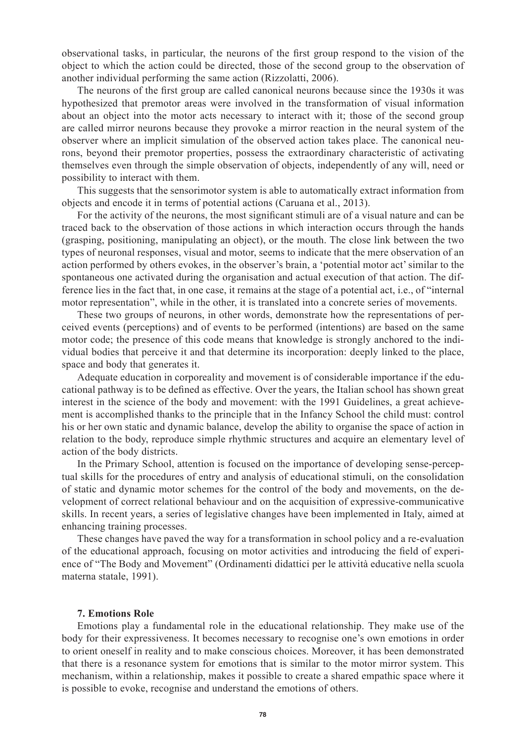observational tasks, in particular, the neurons of the first group respond to the vision of the object to which the action could be directed, those of the second group to the observation of another individual performing the same action (Rizzolatti, 2006).

The neurons of the first group are called canonical neurons because since the 1930s it was hypothesized that premotor areas were involved in the transformation of visual information about an object into the motor acts necessary to interact with it; those of the second group are called mirror neurons because they provoke a mirror reaction in the neural system of the observer where an implicit simulation of the observed action takes place. The canonical neurons, beyond their premotor properties, possess the extraordinary characteristic of activating themselves even through the simple observation of objects, independently of any will, need or possibility to interact with them.

This suggests that the sensorimotor system is able to automatically extract information from objects and encode it in terms of potential actions (Caruana et al., 2013).

For the activity of the neurons, the most significant stimuli are of a visual nature and can be traced back to the observation of those actions in which interaction occurs through the hands (grasping, positioning, manipulating an object), or the mouth. The close link between the two types of neuronal responses, visual and motor, seems to indicate that the mere observation of an action performed by others evokes, in the observer's brain, a 'potential motor act' similar to the spontaneous one activated during the organisation and actual execution of that action. The difference lies in the fact that, in one case, it remains at the stage of a potential act, i.e., of "internal motor representation", while in the other, it is translated into a concrete series of movements.

These two groups of neurons, in other words, demonstrate how the representations of perceived events (perceptions) and of events to be performed (intentions) are based on the same motor code; the presence of this code means that knowledge is strongly anchored to the individual bodies that perceive it and that determine its incorporation: deeply linked to the place, space and body that generates it.

Adequate education in corporeality and movement is of considerable importance if the educational pathway is to be defined as effective. Over the years, the Italian school has shown great interest in the science of the body and movement: with the 1991 Guidelines, a great achievement is accomplished thanks to the principle that in the Infancy School the child must: control his or her own static and dynamic balance, develop the ability to organise the space of action in relation to the body, reproduce simple rhythmic structures and acquire an elementary level of action of the body districts.

In the Primary School, attention is focused on the importance of developing sense-perceptual skills for the procedures of entry and analysis of educational stimuli, on the consolidation of static and dynamic motor schemes for the control of the body and movements, on the development of correct relational behaviour and on the acquisition of expressive-communicative skills. In recent years, a series of legislative changes have been implemented in Italy, aimed at enhancing training processes.

These changes have paved the way for a transformation in school policy and a re-evaluation of the educational approach, focusing on motor activities and introducing the field of experience of "The Body and Movement" (Ordinamenti didattici per le attività educative nella scuola materna statale, 1991).

## 7. Emotions Role

Emotions play a fundamental role in the educational relationship. They make use of the body for their expressiveness. It becomes necessary to recognise one's own emotions in order to orient oneself in reality and to make conscious choices. Moreover, it has been demonstrated that there is a resonance system for emotions that is similar to the motor mirror system. This mechanism, within a relationship, makes it possible to create a shared empathic space where it is possible to evoke, recognise and understand the emotions of others.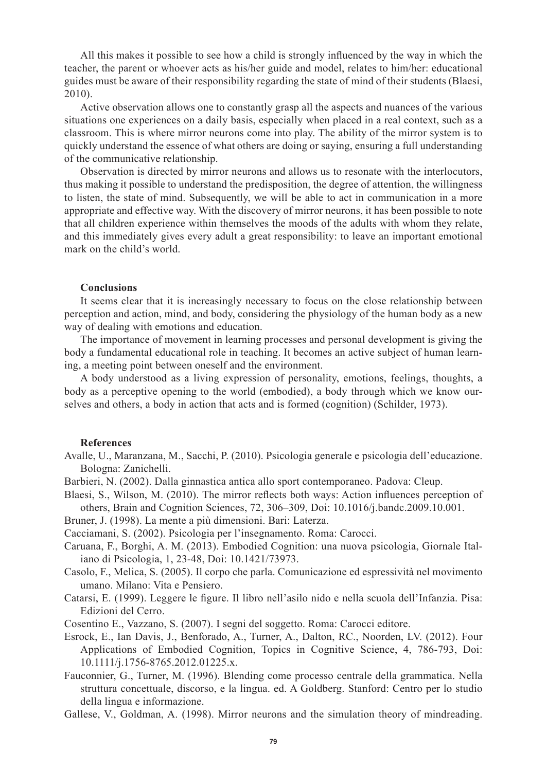All this makes it possible to see how a child is strongly influenced by the way in which the teacher, the parent or whoever acts as his/her guide and model, relates to him/her: educational guides must be aware of their responsibility regarding the state of mind of their students (Blaesi, 2010).

Active observation allows one to constantly grasp all the aspects and nuances of the various situations one experiences on a daily basis, especially when placed in a real context, such as a classroom. This is where mirror neurons come into play. The ability of the mirror system is to quickly understand the essence of what others are doing or saying, ensuring a full understanding of the communicative relationship.

Observation is directed by mirror neurons and allows us to resonate with the interlocutors, thus making it possible to understand the predisposition, the degree of attention, the willingness to listen, the state of mind. Subsequently, we will be able to act in communication in a more appropriate and effective way. With the discovery of mirror neurons, it has been possible to note that all children experience within themselves the moods of the adults with whom they relate, and this immediately gives every adult a great responsibility: to leave an important emotional mark on the child's world.

## Conclusions

It seems clear that it is increasingly necessary to focus on the close relationship between perception and action, mind, and body, considering the physiology of the human body as a new way of dealing with emotions and education.

The importance of movement in learning processes and personal development is giving the body a fundamental educational role in teaching. It becomes an active subject of human learning, a meeting point between oneself and the environment.

A body understood as a living expression of personality, emotions, feelings, thoughts, a body as a perceptive opening to the world (embodied), a body through which we know ourselves and others, a body in action that acts and is formed (cognition) (Schilder, 1973).

## References

Avalle, U., Maranzana, M., Sacchi, P. (2010). Psicologia generale e psicologia dell'educazione. Bologna: Zanichelli.

Barbieri, N. (2002). Dalla ginnastica antica allo sport contemporaneo. Padova: Cleup.

Blaesi, S., Wilson, M. (2010). The mirror reflects both ways: Action influences perception of others, Brain and Cognition Sciences, 72, 306–309, Doi: 10.1016/j.bandc.2009.10.001.

Bruner, J. (1998). La mente a più dimensioni. Bari: Laterza.

Cacciamani, S. (2002). Psicologia per l'insegnamento. Roma: Carocci.

Caruana, F., Borghi, A. M. (2013). Embodied Cognition: una nuova psicologia, Giornale Italiano di Psicologia, 1, 23-48, Doi: 10.1421/73973.

Casolo, F., Melica, S. (2005). Il corpo che parla. Comunicazione ed espressività nel movimento umano. Milano: Vita e Pensiero.

Catarsi, E. (1999). Leggere le figure. Il libro nell'asilo nido e nella scuola dell'Infanzia. Pisa: Edizioni del Cerro.

Cosentino E., Vazzano, S. (2007). I segni del soggetto. Roma: Carocci editore.

Esrock, E., Ian Davis, J., Benforado, A., Turner, A., Dalton, RC., Noorden, LV. (2012). Four Applications of Embodied Cognition, Topics in Cognitive Science, 4, 786-793, Doi: 10.1111/j.1756-8765.2012.01225.x.

Fauconnier, G., Turner, M. (1996). Blending come processo centrale della grammatica. Nella struttura concettuale, discorso, e la lingua. ed. A Goldberg. Stanford: Centro per lo studio della lingua e informazione.

Gallese, V., Goldman, A. (1998). Mirror neurons and the simulation theory of mindreading.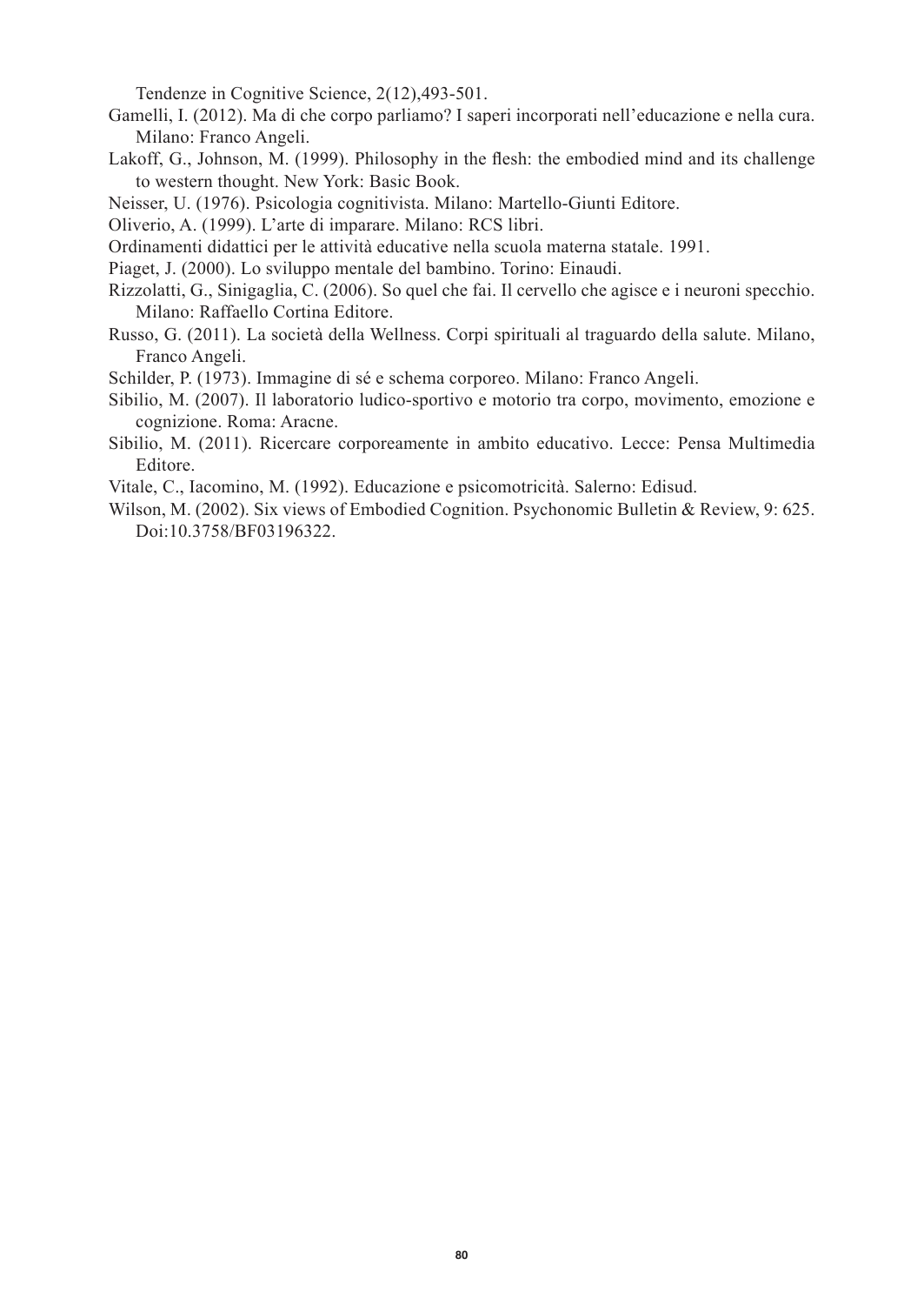Tendenze in Cognitive Science, 2(12),493-501.

Gamelli, I. (2012). Ma di che corpo parliamo? I saperi incorporati nell'educazione e nella cura. Milano: Franco Angeli.

Lakoff, G., Johnson, M. (1999). Philosophy in the flesh: the embodied mind and its challenge to western thought. New York: Basic Book.

Neisser, U. (1976). Psicologia cognitivista. Milano: Martello-Giunti Editore.

Oliverio, A. (1999). L'arte di imparare. Milano: RCS libri.

Ordinamenti didattici per le attività educative nella scuola materna statale. 1991.

Piaget, J. (2000). Lo sviluppo mentale del bambino. Torino: Einaudi.

Rizzolatti, G., Sinigaglia, C. (2006). So quel che fai. Il cervello che agisce e i neuroni specchio. Milano: Raffaello Cortina Editore.

Russo, G. (2011). La società della Wellness. Corpi spirituali al traguardo della salute. Milano, Franco Angeli.

Schilder, P. (1973). Immagine di sé e schema corporeo. Milano: Franco Angeli.

Sibilio, M. (2007). Il laboratorio ludico-sportivo e motorio tra corpo, movimento, emozione e cognizione. Roma: Aracne.

Sibilio, M. (2011). Ricercare corporeamente in ambito educativo. Lecce: Pensa Multimedia Editore.

Vitale, C., Iacomino, M. (1992). Educazione e psicomotricità. Salerno: Edisud.

Wilson, M. (2002). Six views of Embodied Cognition. Psychonomic Bulletin & Review, 9: 625. Doi:10.3758/BF03196322.